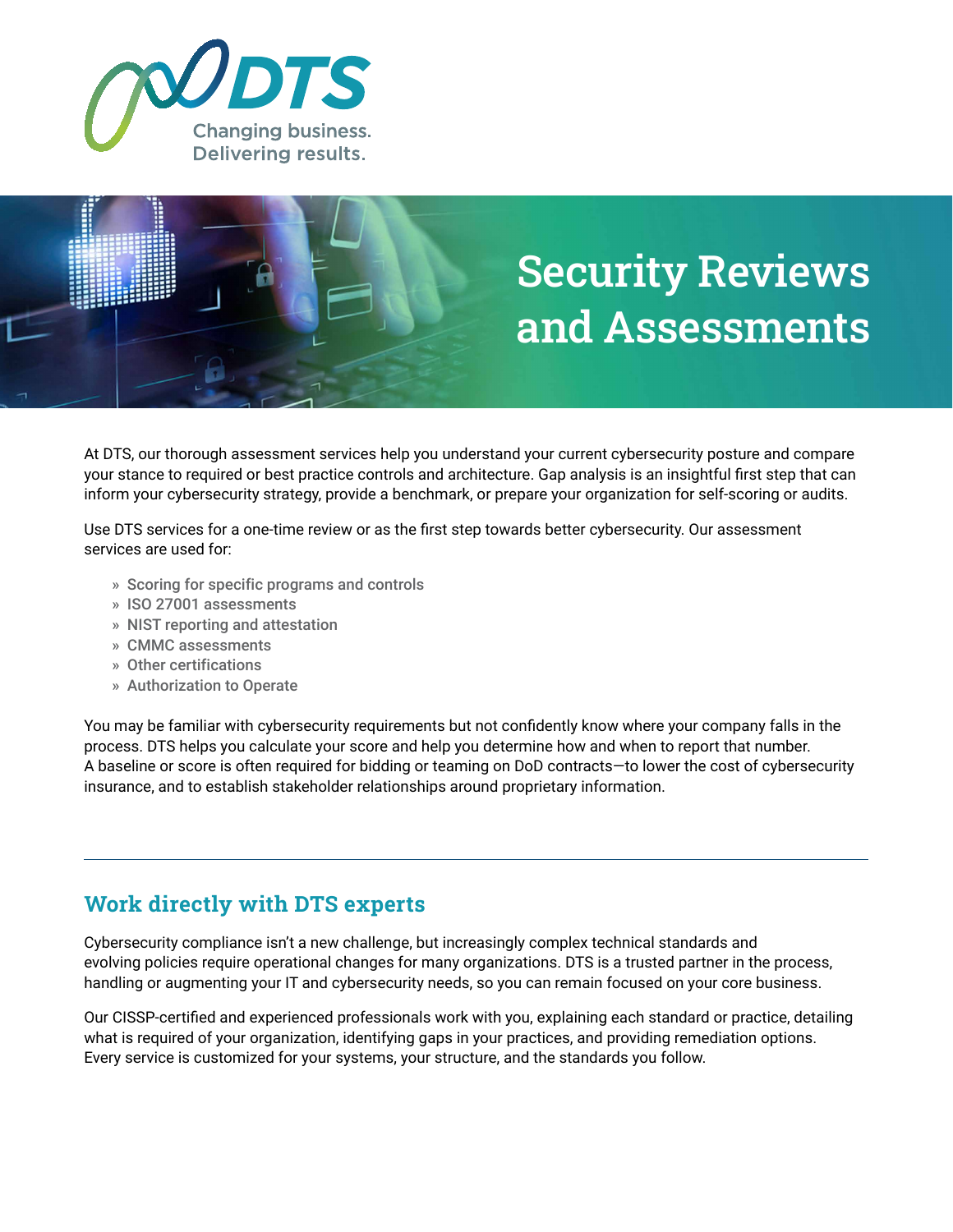DTS

Changing business.
Delivering results.

# Security Reviews and Assessments

At DTS, our thorough assessment services help you understand your current cybersecurity posture and compare your stance to required or best practice controls and architecture. Gap analysis is an insightful first step that can inform your cybersecurity strategy, provide a benchmark, or prepare your organization for self-scoring or audits.

Use DTS services for a one-time review or as the first step towards better cybersecurity. Our assessment services are used for:

- Scoring for specific programs and controls
- ISO 27001 assessments
- NIST reporting and attestation
- CMMC assessments
- Other certifications
- Authorization to Operate

You may be familiar with cybersecurity requirements but not confidently know where your company falls in the process. DTS helps you calculate your score and help you determine how and when to report that number. A baseline or score is often required for bidding or teaming on DoD contracts—to lower the cost of cybersecurity insurance, and to establish stakeholder relationships around proprietary information.

---

## Work directly with DTS experts

Cybersecurity compliance isn't a new challenge, but increasingly complex technical standards and evolving policies require operational changes for many organizations. DTS is a trusted partner in the process, handling or augmenting your IT and cybersecurity needs, so you can remain focused on your core business.

Our CISSP-certified and experienced professionals work with you, explaining each standard or practice, detailing what is required of your organization, identifying gaps in your practices, and providing remediation options. Every service is customized for your systems, your structure, and the standards you follow.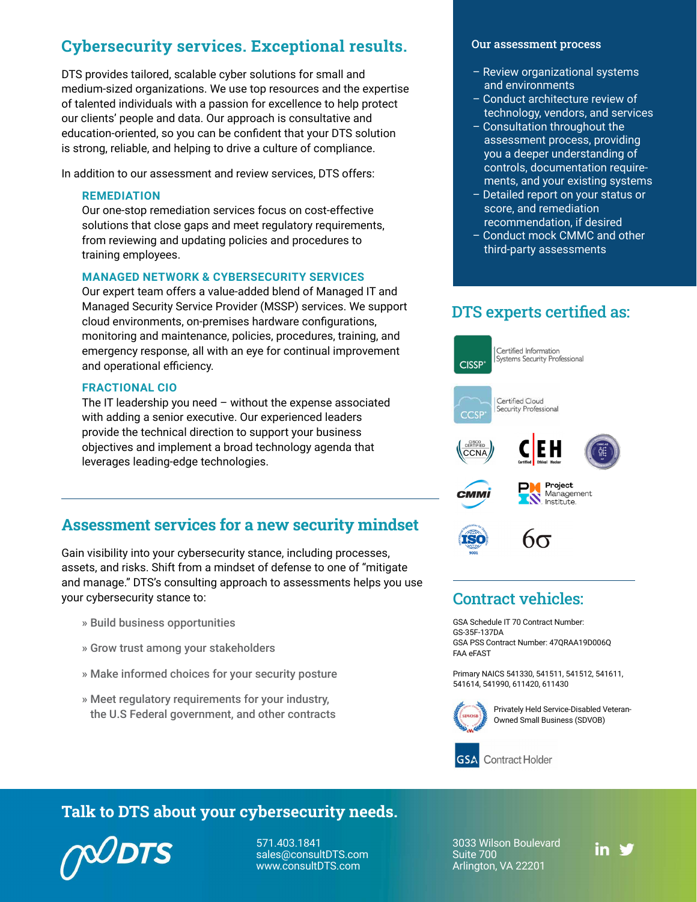## Cybersecurity services. Exceptional results.

DTS provides tailored, scalable cyber solutions for small and medium-sized organizations. We use top resources and the expertise of talented individuals with a passion for excellence to help protect our clients' people and data. Our approach is consultative and education-oriented, so you can be confident that your DTS solution is strong, reliable, and helping to drive a culture of compliance.

In addition to our assessment and review services, DTS offers:

**REMEDIATION**
Our one-stop remediation services focus on cost-effective solutions that close gaps and meet regulatory requirements, from reviewing and updating policies and procedures to training employees.

**MANAGED NETWORK & CYBERSECURITY SERVICES**
Our expert team offers a value-added blend of Managed IT and Managed Security Service Provider (MSSP) services. We support cloud environments, on-premises hardware configurations, monitoring and maintenance, policies, procedures, training, and emergency response, all with an eye for continual improvement and operational efficiency.

**FRACTIONAL CIO**
The IT leadership you need – without the expense associated with adding a senior executive. Our experienced leaders provide the technical direction to support your business objectives and implement a broad technology agenda that leverages leading-edge technologies.

## Assessment services for a new security mindset

Gain visibility into your cybersecurity stance, including processes, assets, and risks. Shift from a mindset of defense to one of "mitigate and manage." DTS's consulting approach to assessments helps you use your cybersecurity stance to:

- Build business opportunities
- Grow trust among your stakeholders
- Make informed choices for your security posture
- Meet regulatory requirements for your industry, the U.S Federal government, and other contracts

### Our assessment process

- Review organizational systems and environments
- Conduct architecture review of technology, vendors, and services
- Consultation throughout the assessment process, providing you a deeper understanding of controls, documentation requirements, and your existing systems
- Detailed report on your status or score, and remediation recommendation, if desired
- Conduct mock CMMC and other third-party assessments

## DTS experts certified as:

CISSP® Certified Information Systems Security Professional

CCSP® Certified Cloud Security Professional

Cisco Certified CCNA

CEH Certified Ethical Hacker

CMMI

Project Management Institute

ISO 9001

6σ

## Contract vehicles:

GSA Schedule IT 70 Contract Number: GS-35F-137DA
GSA PSS Contract Number: 47QRAA19D006Q
FAA eFAST

Primary NAICS 541330, 541511, 541512, 541611, 541614, 541990, 611420, 611430

Privately Held Service-Disabled Veteran-Owned Small Business (SDVOB)

GSA Contract Holder

## Talk to DTS about your cybersecurity needs.

DTS

571.403.1841
sales@consultDTS.com
www.consultDTS.com

3033 Wilson Boulevard
Suite 700
Arlington, VA 22201